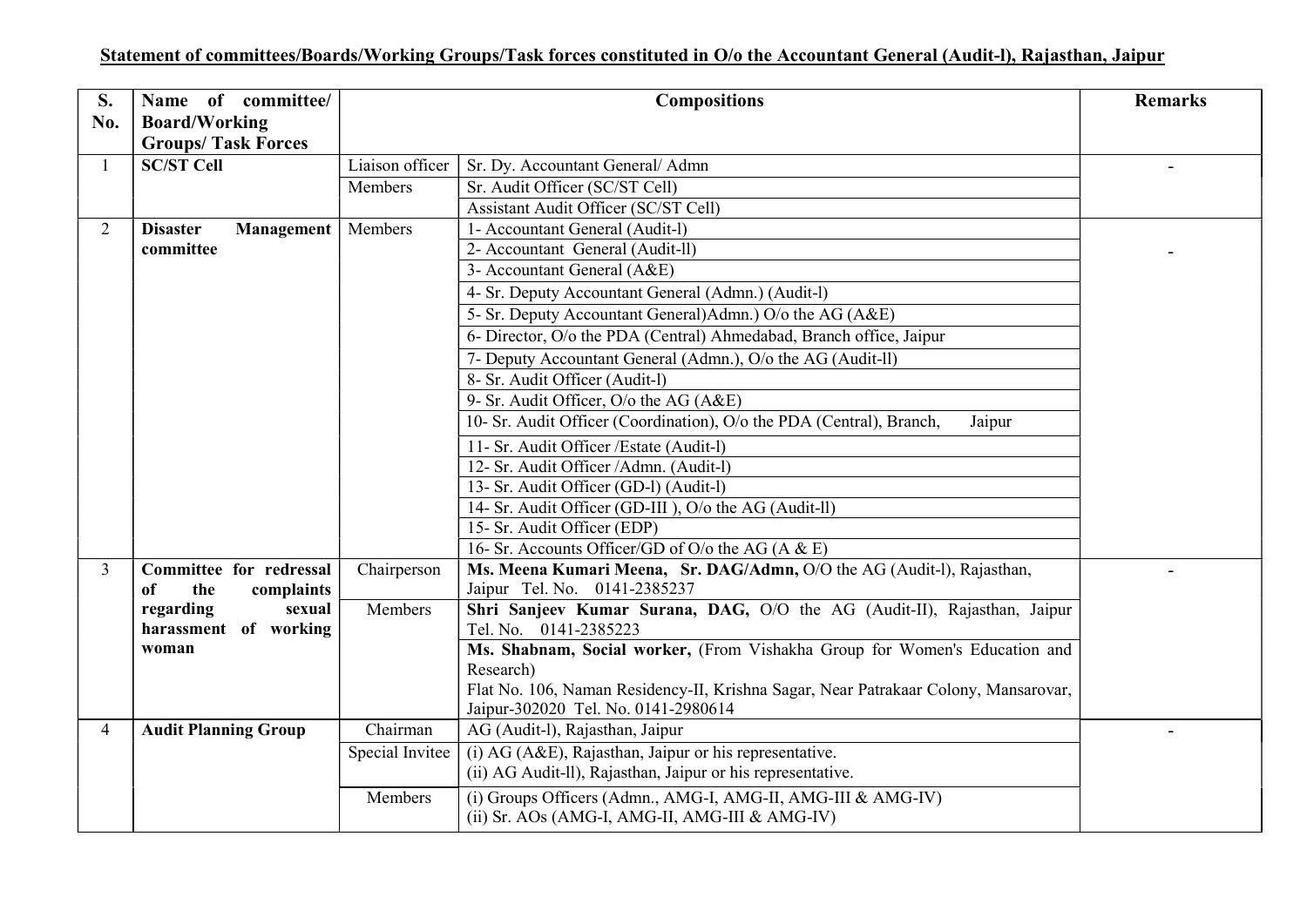**Statement of committees/Boards/Working Groups/Task forces constituted in O/o the Accountant General (Audit-l), Rajasthan, Jaipur**

| S. No. | Name of committee/ Board/Working Groups/ Task Forces | Compositions | | Remarks |
|---|---|---|---|---|
| 1 | **SC/ST Cell** | Liaison officer | Sr. Dy. Accountant General/ Admn | - |
| | | Members | Sr. Audit Officer (SC/ST Cell) | |
| | | | Assistant Audit Officer (SC/ST Cell) | |
| 2 | **Disaster Management committee** | Members | 1- Accountant General (Audit-l) | - |
| | | | 2- Accountant General (Audit-ll) | |
| | | | 3- Accountant General (A&E) | |
| | | | 4- Sr. Deputy Accountant General (Admn.) (Audit-l) | |
| | | | 5- Sr. Deputy Accountant General)Admn.) O/o the AG (A&E) | |
| | | | 6- Director, O/o the PDA (Central) Ahmedabad, Branch office, Jaipur | |
| | | | 7- Deputy Accountant General (Admn.), O/o the AG (Audit-ll) | |
| | | | 8- Sr. Audit Officer (Audit-l) | |
| | | | 9- Sr. Audit Officer, O/o the AG (A&E) | |
| | | | 10- Sr. Audit Officer (Coordination), O/o the PDA (Central), Branch, Jaipur | |
| | | | 11- Sr. Audit Officer /Estate (Audit-l) | |
| | | | 12- Sr. Audit Officer /Admn. (Audit-l) | |
| | | | 13- Sr. Audit Officer (GD-l) (Audit-l) | |
| | | | 14- Sr. Audit Officer (GD-III ), O/o the AG (Audit-ll) | |
| | | | 15- Sr. Audit Officer (EDP) | |
| | | | 16- Sr. Accounts Officer/GD of O/o the AG (A & E) | |
| 3 | **Committee for redressal of the complaints regarding sexual harassment of working woman** | Chairperson | **Ms. Meena Kumari Meena, Sr. DAG/Admn,** O/O the AG (Audit-l), Rajasthan, Jaipur Tel. No. 0141-2385237 | - |
| | | Members | **Shri Sanjeev Kumar Surana, DAG,** O/O the AG (Audit-II), Rajasthan, Jaipur Tel. No. 0141-2385223 | |
| | | | **Ms. Shabnam, Social worker,** (From Vishakha Group for Women's Education and Research) Flat No. 106, Naman Residency-II, Krishna Sagar, Near Patrakaar Colony, Mansarovar, Jaipur-302020 Tel. No. 0141-2980614 | |
| 4 | **Audit Planning Group** | Chairman | AG (Audit-l), Rajasthan, Jaipur | - |
| | | Special Invitee | (i) AG (A&E), Rajasthan, Jaipur or his representative. (ii) AG Audit-ll), Rajasthan, Jaipur or his representative. | |
| | | Members | (i) Groups Officers (Admn., AMG-I, AMG-II, AMG-III & AMG-IV) (ii) Sr. AOs (AMG-I, AMG-II, AMG-III & AMG-IV) | |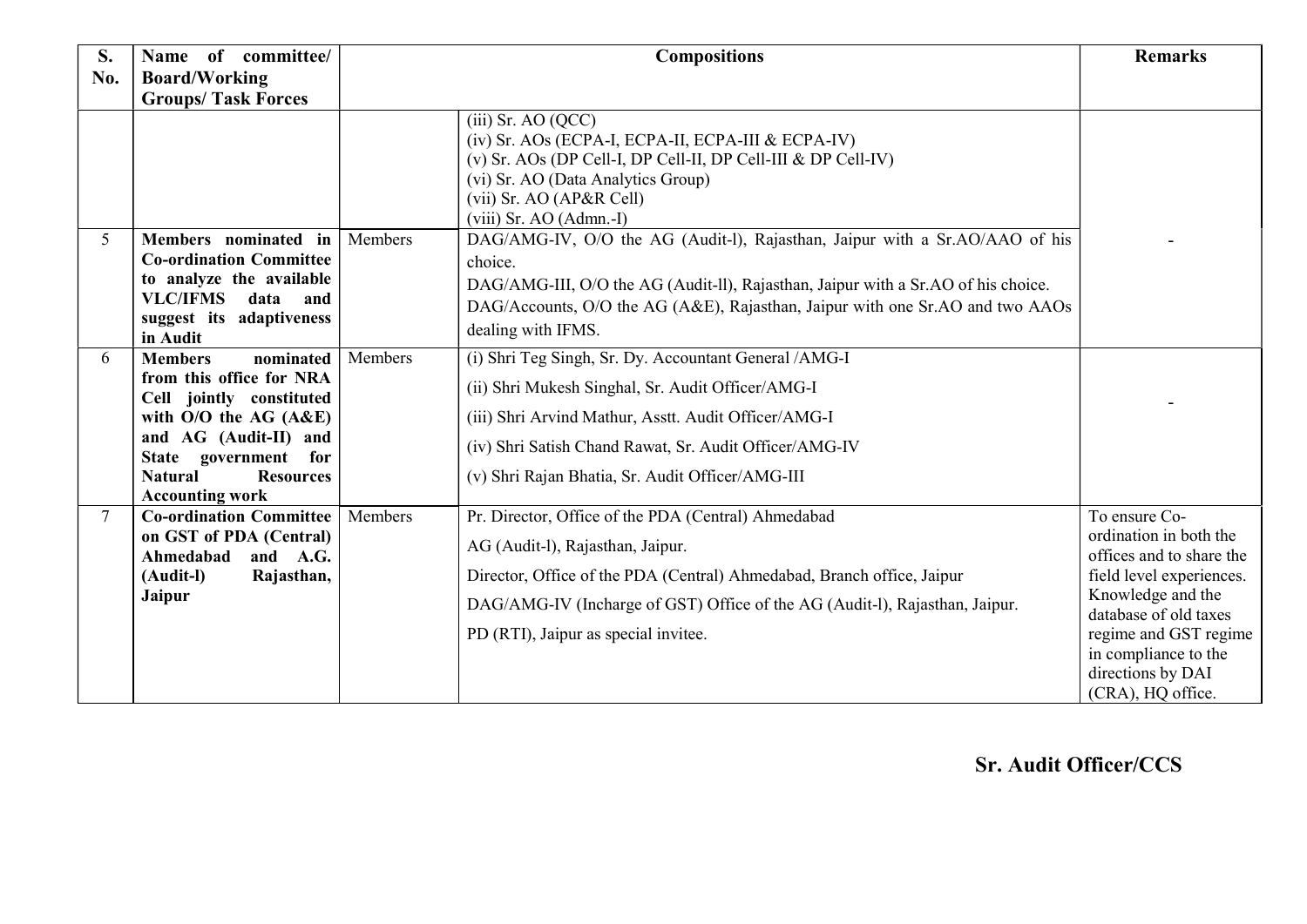| S. No. | Name of committee/ Board/Working Groups/ Task Forces | Compositions | | Remarks |
|---|---|---|---|---|
| | | | (iii) Sr. AO (QCC)<br>(iv) Sr. AOs (ECPA-I, ECPA-II, ECPA-III & ECPA-IV)<br>(v) Sr. AOs (DP Cell-I, DP Cell-II, DP Cell-III & DP Cell-IV)<br>(vi) Sr. AO (Data Analytics Group)<br>(vii) Sr. AO (AP&R Cell)<br>(viii) Sr. AO (Admn.-I) | |
| 5 | **Members nominated in Co-ordination Committee to analyze the available VLC/IFMS data and suggest its adaptiveness in Audit** | Members | DAG/AMG-IV, O/O the AG (Audit-l), Rajasthan, Jaipur with a Sr.AO/AAO of his choice.<br>DAG/AMG-III, O/O the AG (Audit-ll), Rajasthan, Jaipur with a Sr.AO of his choice.<br>DAG/Accounts, O/O the AG (A&E), Rajasthan, Jaipur with one Sr.AO and two AAOs dealing with IFMS. | - |
| 6 | **Members nominated from this office for NRA Cell jointly constituted with O/O the AG (A&E) and AG (Audit-II) and State government for Natural Resources Accounting work** | Members | (i) Shri Teg Singh, Sr. Dy. Accountant General /AMG-I<br>(ii) Shri Mukesh Singhal, Sr. Audit Officer/AMG-I<br>(iii) Shri Arvind Mathur, Asstt. Audit Officer/AMG-I<br>(iv) Shri Satish Chand Rawat, Sr. Audit Officer/AMG-IV<br>(v) Shri Rajan Bhatia, Sr. Audit Officer/AMG-III | - |
| 7 | **Co-ordination Committee on GST of PDA (Central) Ahmedabad and A.G. (Audit-l) Rajasthan, Jaipur** | Members | Pr. Director, Office of the PDA (Central) Ahmedabad<br>AG (Audit-l), Rajasthan, Jaipur.<br>Director, Office of the PDA (Central) Ahmedabad, Branch office, Jaipur<br>DAG/AMG-IV (Incharge of GST) Office of the AG (Audit-l), Rajasthan, Jaipur.<br>PD (RTI), Jaipur as special invitee. | To ensure Co-ordination in both the offices and to share the field level experiences. Knowledge and the database of old taxes regime and GST regime in compliance to the directions by DAI (CRA), HQ office. |

**Sr. Audit Officer/CCS**